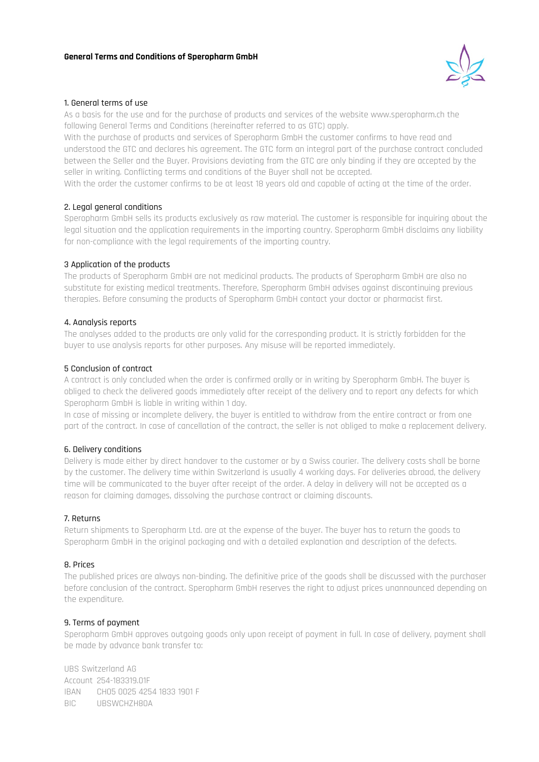# General Terms and Conditions of Speropharm GmbH

## 1. General terms of use

As a basis for the use and for the purchase of products and services of the website www.speropharm.ch the following General Terms and Conditions (hereinafter referred to as GTC) apply.

With the purchase of products and services of Speropharm GmbH the customer confirms to have read and understood the GTC and declares his agreement. The GTC form an integral part of the purchase contract concluded between the Seller and the Buyer. Provisions deviating from the GTC are only binding if they are accepted by the seller in writing. Conflicting terms and conditions of the Buyer shall not be accepted.

With the order the customer confirms to be at least 18 years old and capable of acting at the time of the order.

## 2. Legal general conditions

Speropharm GmbH sells its products exclusively as raw material. The customer is responsible for inquiring about the legal situation and the application requirements in the importing country. Speropharm GmbH disclaims any liability for non-compliance with the legal requirements of the importing country.

## 3 Application of the products

The products of Speropharm GmbH are not medicinal products. The products of Speropharm GmbH are also no substitute for existing medical treatments. Therefore, Speropharm GmbH advises against discontinuing previous therapies. Before consuming the products of Speropharm GmbH contact your doctor or pharmacist first.

## 4. Aanalysis reports

The analyses added to the products are only valid for the corresponding product. It is strictly forbidden for the buyer to use analysis reports for other purposes. Any misuse will be reported immediately.

## 5 Conclusion of contract

A contract is only concluded when the order is confirmed orally or in writing by Speropharm GmbH. The buyer is obliged to check the delivered goods immediately after receipt of the delivery and to report any defects for which Speropharm GmbH is liable in writing within 1 day.

In case of missing or incomplete delivery, the buyer is entitled to withdraw from the entire contract or from one part of the contract. In case of cancellation of the contract, the seller is not obliged to make a replacement delivery.

## 6. Delivery conditions

Delivery is made either by direct handover to the customer or by a Swiss courier. The delivery costs shall be borne by the customer. The delivery time within Switzerland is usually 4 working days. For deliveries abroad, the delivery time will be communicated to the buyer after receipt of the order. A delay in delivery will not be accepted as a reason for claiming damages, dissolving the purchase contract or claiming discounts.

## 7. Returns

Return shipments to Speropharm Ltd. are at the expense of the buyer. The buyer has to return the goods to Speropharm GmbH in the original packaging and with a detailed explanation and description of the defects.

## 8. Prices

The published prices are always non-binding. The definitive price of the goods shall be discussed with the purchaser before conclusion of the contract. Speropharm GmbH reserves the right to adjust prices unannounced depending on the expenditure.

## 9. Terms of payment

Speropharm GmbH approves outgoing goods only upon receipt of payment in full. In case of delivery, payment shall be made by advance bank transfer to:

UBS Switzerland AG
Account 254-183319.01F
IBAN CH05 0025 4254 1833 1901 F
BIC UBSWCHZH80A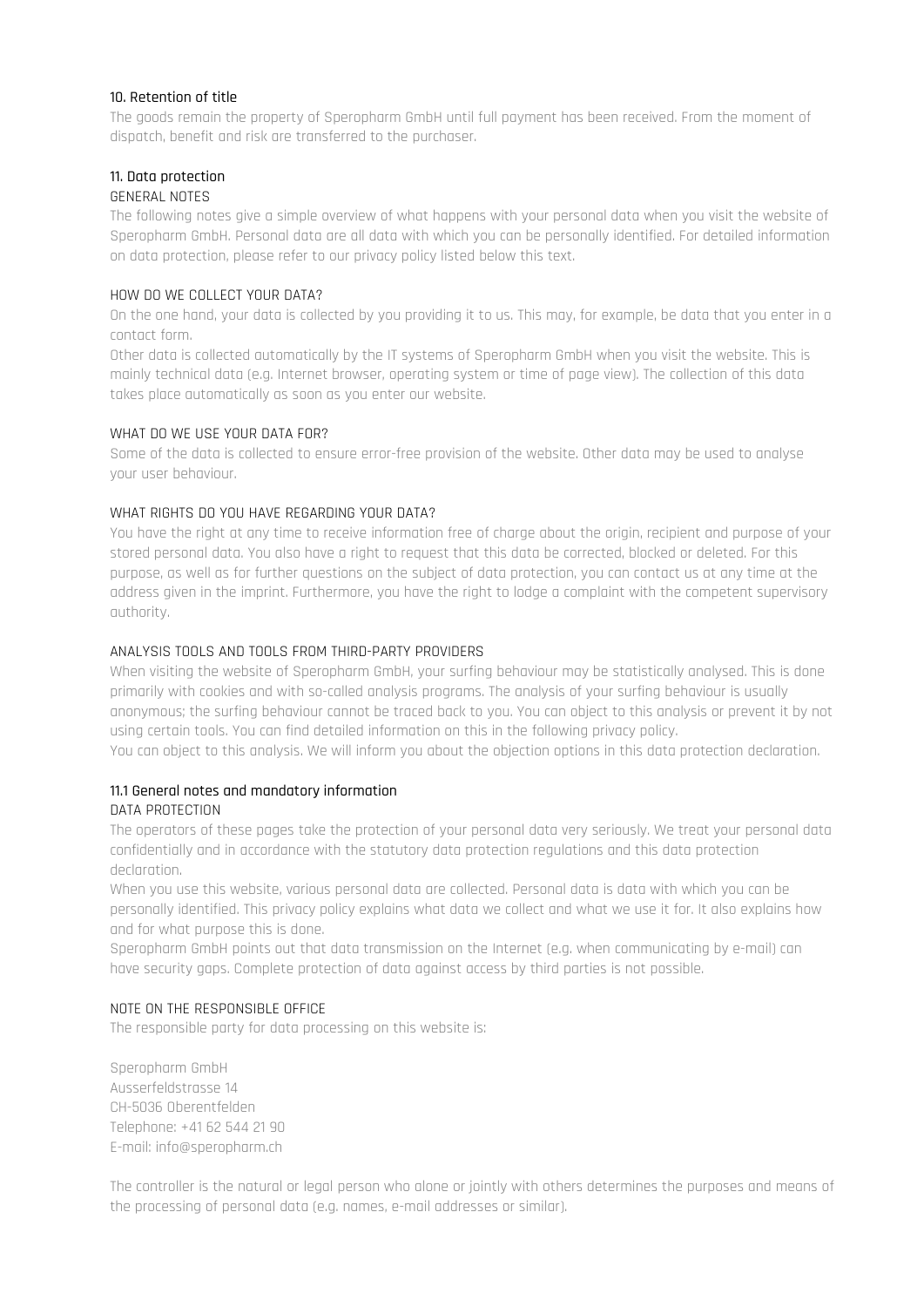## 10. Retention of title

The goods remain the property of Speropharm GmbH until full payment has been received. From the moment of dispatch, benefit and risk are transferred to the purchaser.

## 11. Data protection

### GENERAL NOTES

The following notes give a simple overview of what happens with your personal data when you visit the website of Speropharm GmbH. Personal data are all data with which you can be personally identified. For detailed information on data protection, please refer to our privacy policy listed below this text.

### HOW DO WE COLLECT YOUR DATA?

On the one hand, your data is collected by you providing it to us. This may, for example, be data that you enter in a contact form.

Other data is collected automatically by the IT systems of Speropharm GmbH when you visit the website. This is mainly technical data (e.g. Internet browser, operating system or time of page view). The collection of this data takes place automatically as soon as you enter our website.

### WHAT DO WE USE YOUR DATA FOR?

Some of the data is collected to ensure error-free provision of the website. Other data may be used to analyse your user behaviour.

### WHAT RIGHTS DO YOU HAVE REGARDING YOUR DATA?

You have the right at any time to receive information free of charge about the origin, recipient and purpose of your stored personal data. You also have a right to request that this data be corrected, blocked or deleted. For this purpose, as well as for further questions on the subject of data protection, you can contact us at any time at the address given in the imprint. Furthermore, you have the right to lodge a complaint with the competent supervisory authority.

### ANALYSIS TOOLS AND TOOLS FROM THIRD-PARTY PROVIDERS

When visiting the website of Speropharm GmbH, your surfing behaviour may be statistically analysed. This is done primarily with cookies and with so-called analysis programs. The analysis of your surfing behaviour is usually anonymous; the surfing behaviour cannot be traced back to you. You can object to this analysis or prevent it by not using certain tools. You can find detailed information on this in the following privacy policy.

You can object to this analysis. We will inform you about the objection options in this data protection declaration.

## 11.1 General notes and mandatory information

### DATA PROTECTION

The operators of these pages take the protection of your personal data very seriously. We treat your personal data confidentially and in accordance with the statutory data protection regulations and this data protection declaration.

When you use this website, various personal data are collected. Personal data is data with which you can be personally identified. This privacy policy explains what data we collect and what we use it for. It also explains how and for what purpose this is done.

Speropharm GmbH points out that data transmission on the Internet (e.g. when communicating by e-mail) can have security gaps. Complete protection of data against access by third parties is not possible.

### NOTE ON THE RESPONSIBLE OFFICE

The responsible party for data processing on this website is:

Speropharm GmbH
Ausserfeldstrasse 14
CH-5036 Oberentfelden
Telephone: +41 62 544 21 90
E-mail: info@speropharm.ch

The controller is the natural or legal person who alone or jointly with others determines the purposes and means of the processing of personal data (e.g. names, e-mail addresses or similar).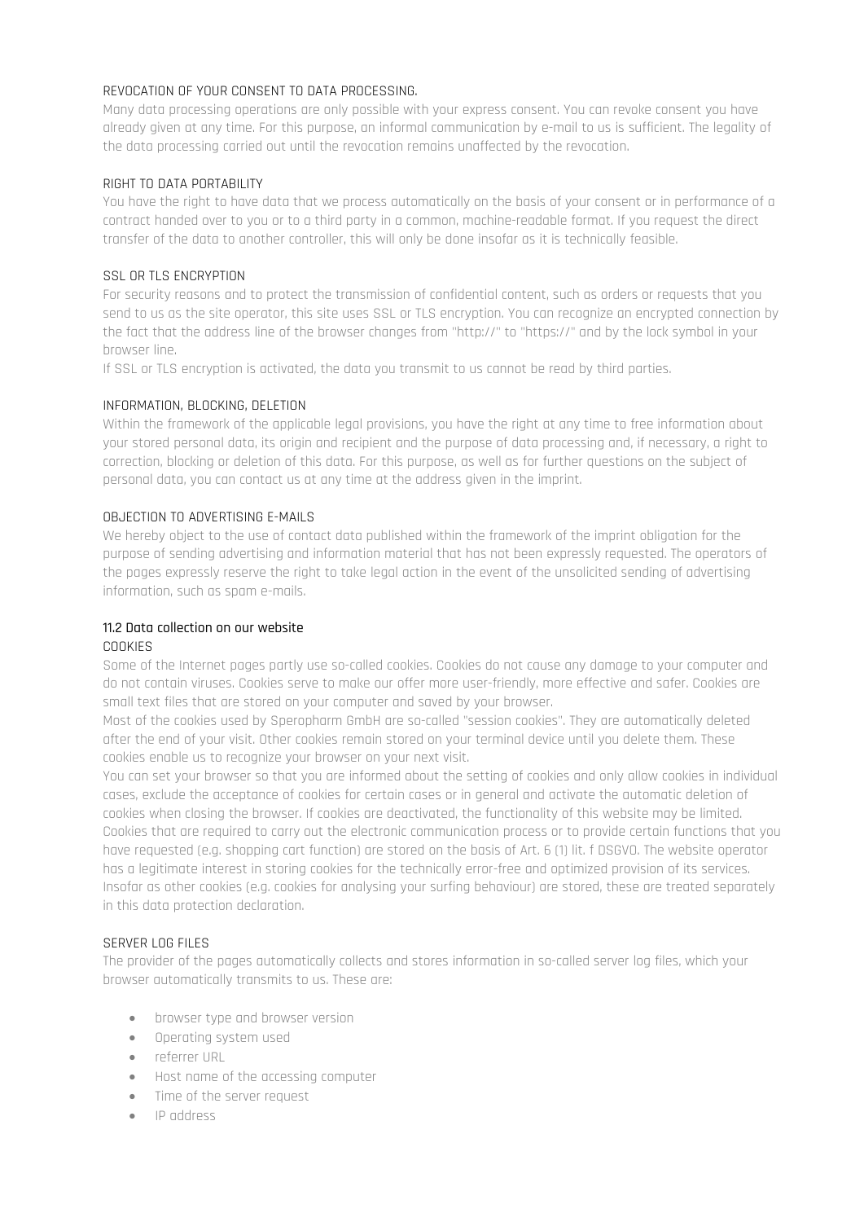#### REVOCATION OF YOUR CONSENT TO DATA PROCESSING.

Many data processing operations are only possible with your express consent. You can revoke consent you have already given at any time. For this purpose, an informal communication by e-mail to us is sufficient. The legality of the data processing carried out until the revocation remains unaffected by the revocation.

#### RIGHT TO DATA PORTABILITY

You have the right to have data that we process automatically on the basis of your consent or in performance of a contract handed over to you or to a third party in a common, machine-readable format. If you request the direct transfer of the data to another controller, this will only be done insofar as it is technically feasible.

#### SSL OR TLS ENCRYPTION

For security reasons and to protect the transmission of confidential content, such as orders or requests that you send to us as the site operator, this site uses SSL or TLS encryption. You can recognize an encrypted connection by the fact that the address line of the browser changes from "http://" to "https://" and by the lock symbol in your browser line.

If SSL or TLS encryption is activated, the data you transmit to us cannot be read by third parties.

#### INFORMATION, BLOCKING, DELETION

Within the framework of the applicable legal provisions, you have the right at any time to free information about your stored personal data, its origin and recipient and the purpose of data processing and, if necessary, a right to correction, blocking or deletion of this data. For this purpose, as well as for further questions on the subject of personal data, you can contact us at any time at the address given in the imprint.

#### OBJECTION TO ADVERTISING E-MAILS

We hereby object to the use of contact data published within the framework of the imprint obligation for the purpose of sending advertising and information material that has not been expressly requested. The operators of the pages expressly reserve the right to take legal action in the event of the unsolicited sending of advertising information, such as spam e-mails.

### 11.2 Data collection on our website

#### COOKIES

Some of the Internet pages partly use so-called cookies. Cookies do not cause any damage to your computer and do not contain viruses. Cookies serve to make our offer more user-friendly, more effective and safer. Cookies are small text files that are stored on your computer and saved by your browser.

Most of the cookies used by Speropharm GmbH are so-called "session cookies". They are automatically deleted after the end of your visit. Other cookies remain stored on your terminal device until you delete them. These cookies enable us to recognize your browser on your next visit.

You can set your browser so that you are informed about the setting of cookies and only allow cookies in individual cases, exclude the acceptance of cookies for certain cases or in general and activate the automatic deletion of cookies when closing the browser. If cookies are deactivated, the functionality of this website may be limited.

Cookies that are required to carry out the electronic communication process or to provide certain functions that you have requested (e.g. shopping cart function) are stored on the basis of Art. 6 (1) lit. f DSGVO. The website operator has a legitimate interest in storing cookies for the technically error-free and optimized provision of its services. Insofar as other cookies (e.g. cookies for analysing your surfing behaviour) are stored, these are treated separately in this data protection declaration.

#### SERVER LOG FILES

The provider of the pages automatically collects and stores information in so-called server log files, which your browser automatically transmits to us. These are:

- browser type and browser version
- Operating system used
- referrer URL
- Host name of the accessing computer
- Time of the server request
- IP address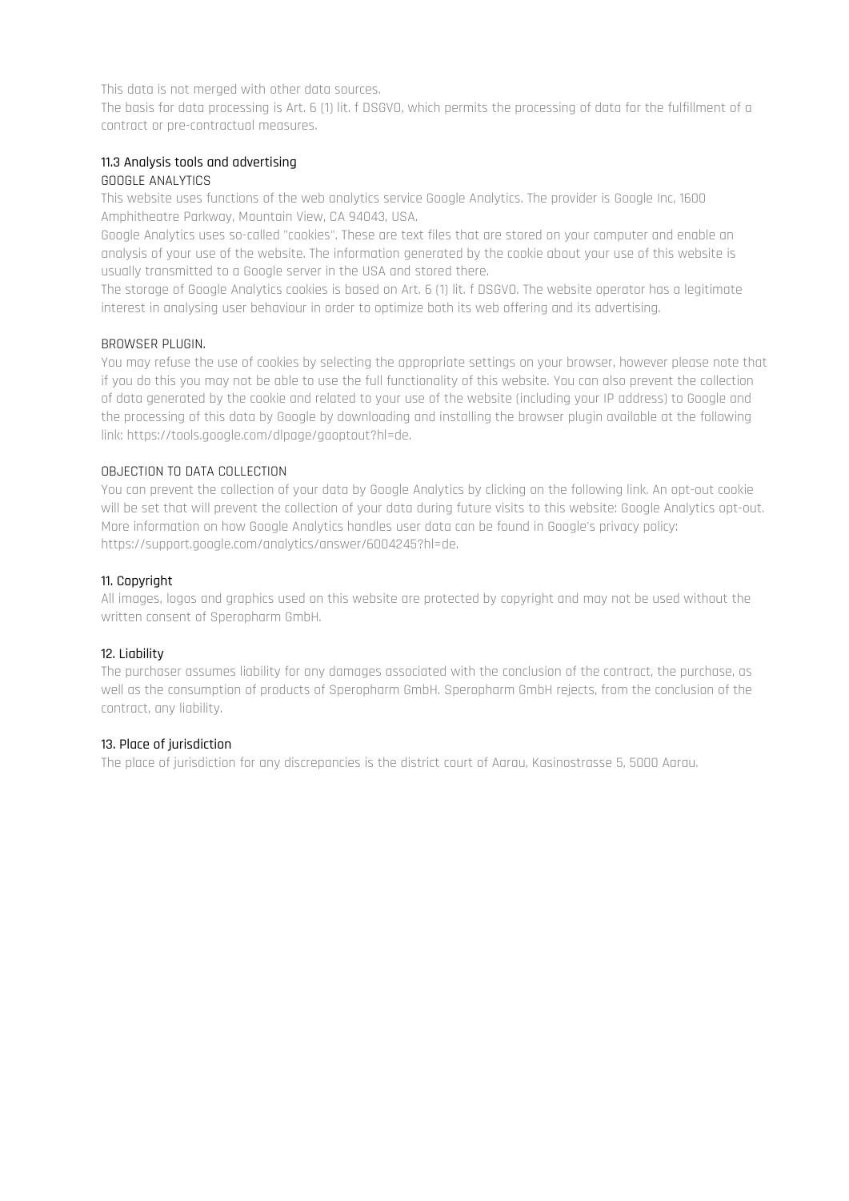This data is not merged with other data sources.
The basis for data processing is Art. 6 (1) lit. f DSGVO, which permits the processing of data for the fulfillment of a contract or pre-contractual measures.

### 11.3 Analysis tools and advertising

GOOGLE ANALYTICS

This website uses functions of the web analytics service Google Analytics. The provider is Google Inc, 1600 Amphitheatre Parkway, Mountain View, CA 94043, USA.
Google Analytics uses so-called "cookies". These are text files that are stored on your computer and enable an analysis of your use of the website. The information generated by the cookie about your use of this website is usually transmitted to a Google server in the USA and stored there.
The storage of Google Analytics cookies is based on Art. 6 (1) lit. f DSGVO. The website operator has a legitimate interest in analysing user behaviour in order to optimize both its web offering and its advertising.

BROWSER PLUGIN.

You may refuse the use of cookies by selecting the appropriate settings on your browser, however please note that if you do this you may not be able to use the full functionality of this website. You can also prevent the collection of data generated by the cookie and related to your use of the website (including your IP address) to Google and the processing of this data by Google by downloading and installing the browser plugin available at the following link: https://tools.google.com/dlpage/gaoptout?hl=de.

OBJECTION TO DATA COLLECTION

You can prevent the collection of your data by Google Analytics by clicking on the following link. An opt-out cookie will be set that will prevent the collection of your data during future visits to this website: Google Analytics opt-out.
More information on how Google Analytics handles user data can be found in Google's privacy policy:
https://support.google.com/analytics/answer/6004245?hl=de.

## 11. Copyright

All images, logos and graphics used on this website are protected by copyright and may not be used without the written consent of Speropharm GmbH.

## 12. Liability

The purchaser assumes liability for any damages associated with the conclusion of the contract, the purchase, as well as the consumption of products of Speropharm GmbH. Speropharm GmbH rejects, from the conclusion of the contract, any liability.

## 13. Place of jurisdiction

The place of jurisdiction for any discrepancies is the district court of Aarau, Kasinostrasse 5, 5000 Aarau.